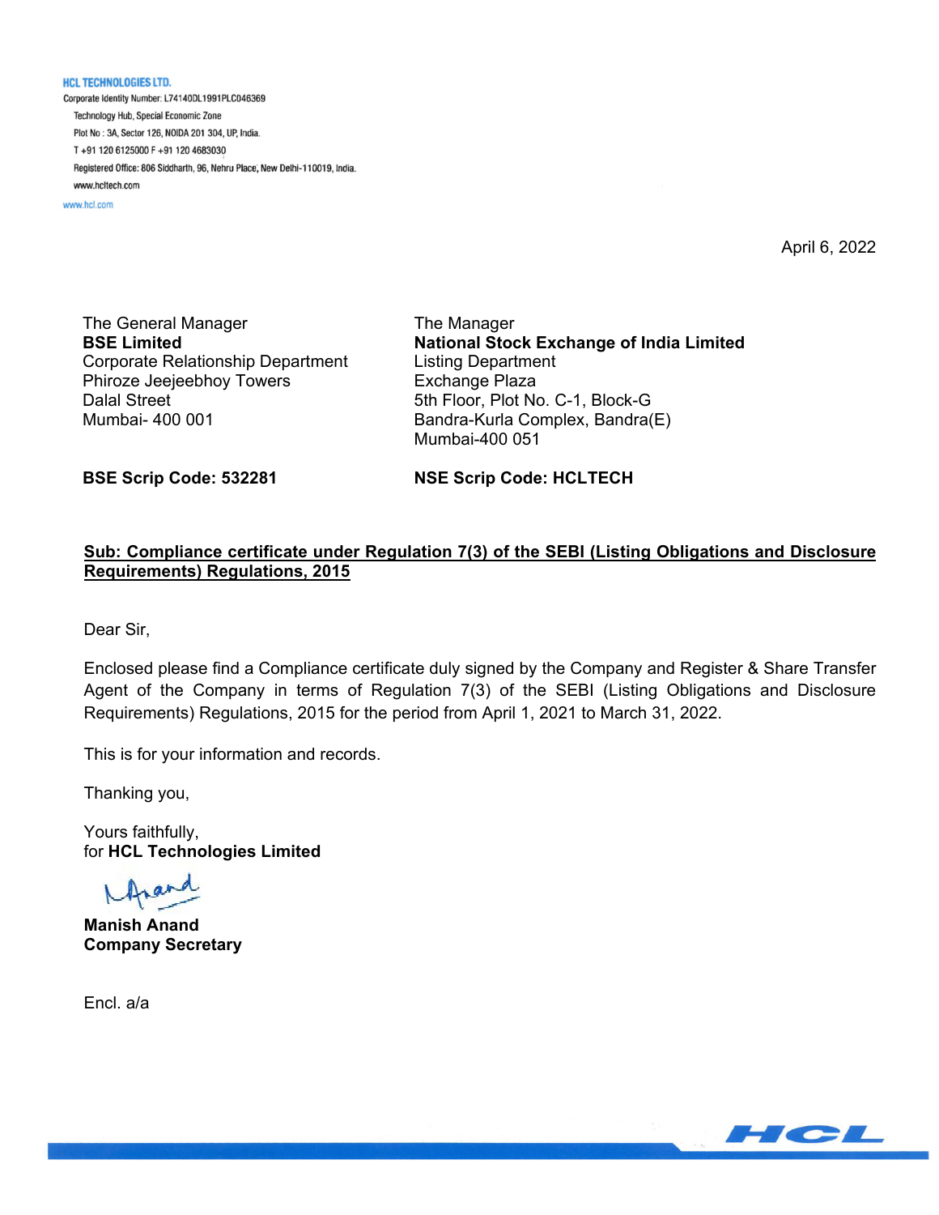**HCL TECHNOLOGIES LTD.**
Corporate Identity Number: L74140DL1991PLC046369
Technology Hub, Special Economic Zone
Plot No : 3A, Sector 126, NOIDA 201 304, UP, India.
T +91 120 6125000 F +91 120 4683030
Registered Office: 806 Siddharth, 96, Nehru Place, New Delhi-110019, India.
www.hcltech.com
www.hcl.com

April 6, 2022

The General Manager
**BSE Limited**
Corporate Relationship Department
Phiroze Jeejeebhoy Towers
Dalal Street
Mumbai- 400 001

**BSE Scrip Code: 532281**

The Manager
**National Stock Exchange of India Limited**
Listing Department
Exchange Plaza
5th Floor, Plot No. C-1, Block-G
Bandra-Kurla Complex, Bandra(E)
Mumbai-400 051

**NSE Scrip Code: HCLTECH**

**Sub: Compliance certificate under Regulation 7(3) of the SEBI (Listing Obligations and Disclosure Requirements) Regulations, 2015**

Dear Sir,

Enclosed please find a Compliance certificate duly signed by the Company and Register & Share Transfer Agent of the Company in terms of Regulation 7(3) of the SEBI (Listing Obligations and Disclosure Requirements) Regulations, 2015 for the period from April 1, 2021 to March 31, 2022.

This is for your information and records.

Thanking you,

Yours faithfully,
for **HCL Technologies Limited**

**Manish Anand**
**Company Secretary**

Encl. a/a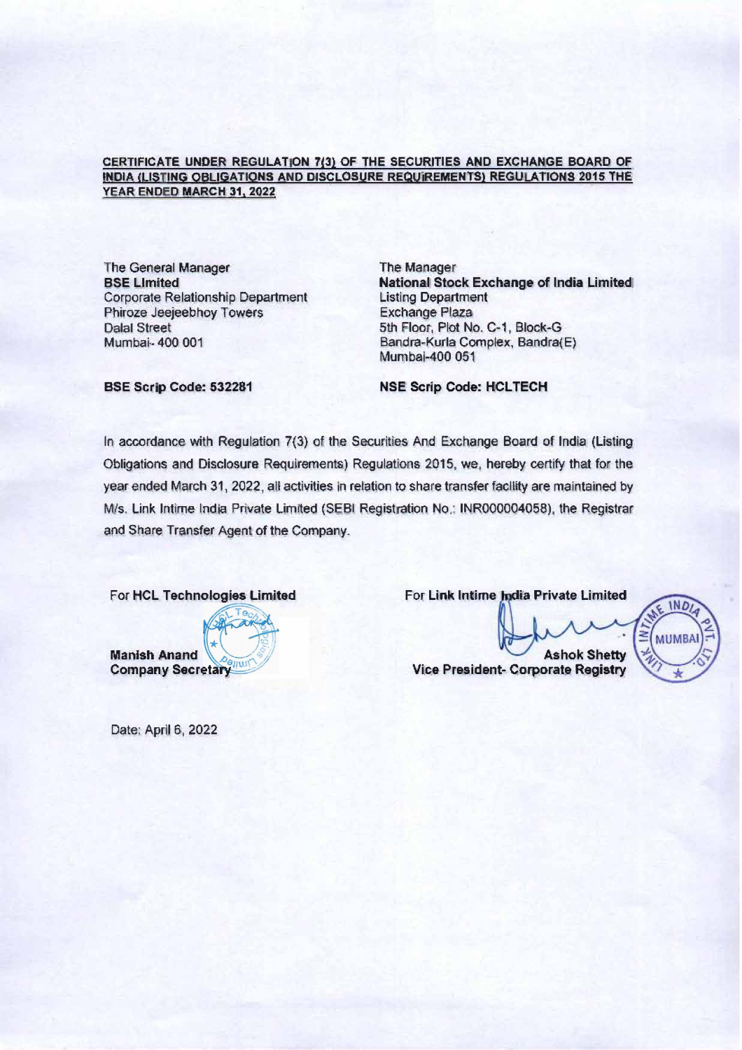**CERTIFICATE UNDER REGULATION 7(3) OF THE SECURITIES AND EXCHANGE BOARD OF INDIA (LISTING OBLIGATIONS AND DISCLOSURE REQUIREMENTS) REGULATIONS 2015 THE YEAR ENDED MARCH 31, 2022**

The General Manager
**BSE Limited**
Corporate Relationship Department
Phiroze Jeejeebhoy Towers
Dalal Street
Mumbai- 400 001

**BSE Scrip Code: 532281**

The Manager
**National Stock Exchange of India Limited**
Listing Department
Exchange Plaza
5th Floor, Plot No. C-1, Block-G
Bandra-Kurla Complex, Bandra(E)
Mumbai-400 051

**NSE Scrip Code: HCLTECH**

In accordance with Regulation 7(3) of the Securities And Exchange Board of India (Listing Obligations and Disclosure Requirements) Regulations 2015, we, hereby certify that for the year ended March 31, 2022, all activities in relation to share transfer facility are maintained by M/s. Link Intime India Private Limited (SEBI Registration No.: INR000004058), the Registrar and Share Transfer Agent of the Company.

For **HCL Technologies Limited**

**Manish Anand**
**Company Secretary**

For **Link Intime India Private Limited**

**Ashok Shetty**
**Vice President- Corporate Registry**

Date: April 6, 2022